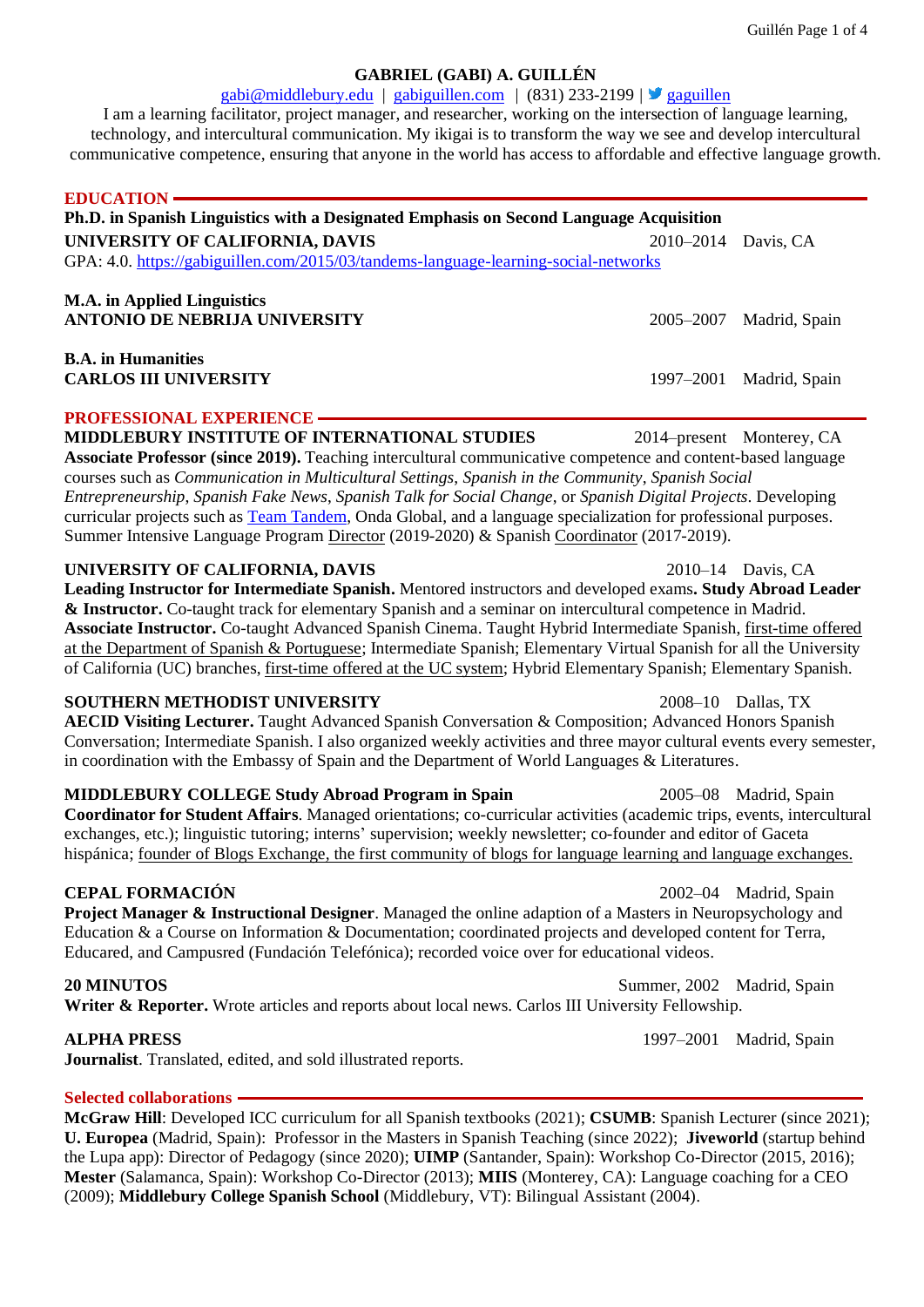# GABRIEL (GABI) A. GUILLÉN

gabi@middlebury.edu | gabiguillen.com | (831) 233-2199 | gaguillen

I am a learning facilitator, project manager, and researcher, working on the intersection of language learning, technology, and intercultural communication. My ikigai is to transform the way we see and develop intercultural communicative competence, ensuring that anyone in the world has access to affordable and effective language growth.

## EDUCATION

**Ph.D. in Spanish Linguistics with a Designated Emphasis on Second Language Acquisition**
**UNIVERSITY OF CALIFORNIA, DAVIS** 2010–2014 Davis, CA
GPA: 4.0. https://gabiguillen.com/2015/03/tandems-language-learning-social-networks

**M.A. in Applied Linguistics**
**ANTONIO DE NEBRIJA UNIVERSITY** 2005–2007 Madrid, Spain

**B.A. in Humanities**
**CARLOS III UNIVERSITY** 1997–2001 Madrid, Spain

## PROFESSIONAL EXPERIENCE

**MIDDLEBURY INSTITUTE OF INTERNATIONAL STUDIES** 2014–present Monterey, CA
**Associate Professor (since 2019).** Teaching intercultural communicative competence and content-based language courses such as *Communication in Multicultural Settings*, *Spanish in the Community*, *Spanish Social Entrepreneurship*, *Spanish Fake News*, *Spanish Talk for Social Change*, or *Spanish Digital Projects*. Developing curricular projects such as Team Tandem, Onda Global, and a language specialization for professional purposes. Summer Intensive Language Program Director (2019-2020) & Spanish Coordinator (2017-2019).

**UNIVERSITY OF CALIFORNIA, DAVIS** 2010–14 Davis, CA
**Leading Instructor for Intermediate Spanish.** Mentored instructors and developed exams. **Study Abroad Leader & Instructor.** Co-taught track for elementary Spanish and a seminar on intercultural competence in Madrid. **Associate Instructor.** Co-taught Advanced Spanish Cinema. Taught Hybrid Intermediate Spanish, first-time offered at the Department of Spanish & Portuguese; Intermediate Spanish; Elementary Virtual Spanish for all the University of California (UC) branches, first-time offered at the UC system; Hybrid Elementary Spanish; Elementary Spanish.

**SOUTHERN METHODIST UNIVERSITY** 2008–10 Dallas, TX
**AECID Visiting Lecturer.** Taught Advanced Spanish Conversation & Composition; Advanced Honors Spanish Conversation; Intermediate Spanish. I also organized weekly activities and three mayor cultural events every semester, in coordination with the Embassy of Spain and the Department of World Languages & Literatures.

**MIDDLEBURY COLLEGE Study Abroad Program in Spain** 2005–08 Madrid, Spain
**Coordinator for Student Affairs**. Managed orientations; co-curricular activities (academic trips, events, intercultural exchanges, etc.); linguistic tutoring; interns' supervision; weekly newsletter; co-founder and editor of Gaceta hispánica; founder of Blogs Exchange, the first community of blogs for language learning and language exchanges.

**CEPAL FORMACIÓN** 2002–04 Madrid, Spain
**Project Manager & Instructional Designer**. Managed the online adaption of a Masters in Neuropsychology and Education & a Course on Information & Documentation; coordinated projects and developed content for Terra, Educared, and Campusred (Fundación Telefónica); recorded voice over for educational videos.

**20 MINUTOS** Summer, 2002 Madrid, Spain
**Writer & Reporter.** Wrote articles and reports about local news. Carlos III University Fellowship.

**ALPHA PRESS** 1997–2001 Madrid, Spain
**Journalist**. Translated, edited, and sold illustrated reports.

## Selected collaborations

**McGraw Hill**: Developed ICC curriculum for all Spanish textbooks (2021); **CSUMB**: Spanish Lecturer (since 2021); **U. Europea** (Madrid, Spain): Professor in the Masters in Spanish Teaching (since 2022); **Jiveworld** (startup behind the Lupa app): Director of Pedagogy (since 2020); **UIMP** (Santander, Spain): Workshop Co-Director (2015, 2016); **Mester** (Salamanca, Spain): Workshop Co-Director (2013); **MIIS** (Monterey, CA): Language coaching for a CEO (2009); **Middlebury College Spanish School** (Middlebury, VT): Bilingual Assistant (2004).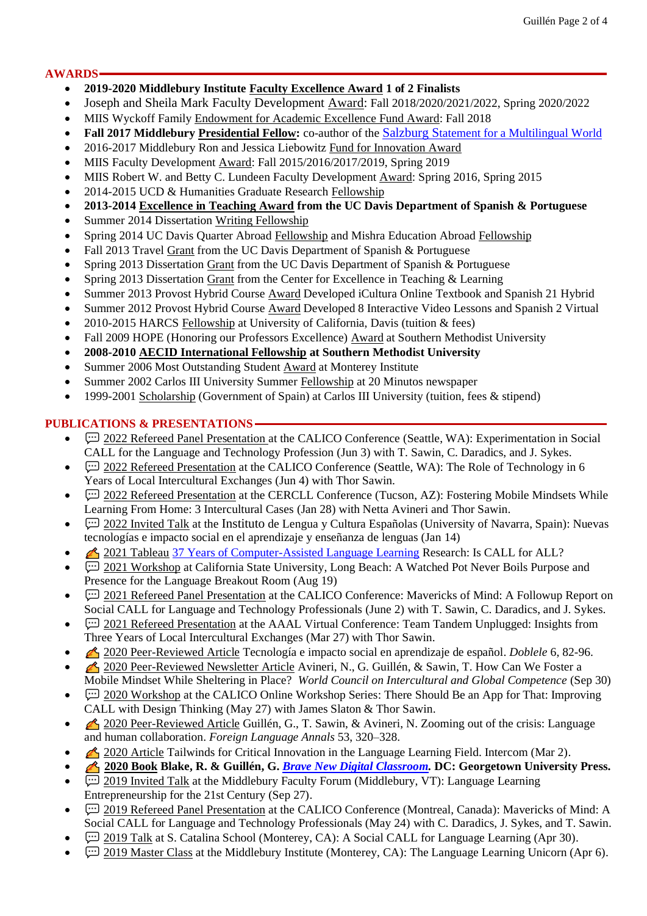## AWARDS

- **2019-2020 Middlebury Institute Faculty Excellence Award 1 of 2 Finalists**
- Joseph and Sheila Mark Faculty Development Award: Fall 2018/2020/2021/2022, Spring 2020/2022
- MIIS Wyckoff Family Endowment for Academic Excellence Fund Award: Fall 2018
- **Fall 2017 Middlebury Presidential Fellow:** co-author of the Salzburg Statement for a Multilingual World
- 2016-2017 Middlebury Ron and Jessica Liebowitz Fund for Innovation Award
- MIIS Faculty Development Award: Fall 2015/2016/2017/2019, Spring 2019
- MIIS Robert W. and Betty C. Lundeen Faculty Development Award: Spring 2016, Spring 2015
- 2014-2015 UCD & Humanities Graduate Research Fellowship
- **2013-2014 Excellence in Teaching Award from the UC Davis Department of Spanish & Portuguese**
- Summer 2014 Dissertation Writing Fellowship
- Spring 2014 UC Davis Quarter Abroad Fellowship and Mishra Education Abroad Fellowship
- Fall 2013 Travel Grant from the UC Davis Department of Spanish & Portuguese
- Spring 2013 Dissertation Grant from the UC Davis Department of Spanish & Portuguese
- Spring 2013 Dissertation Grant from the Center for Excellence in Teaching & Learning
- Summer 2013 Provost Hybrid Course Award Developed iCultura Online Textbook and Spanish 21 Hybrid
- Summer 2012 Provost Hybrid Course Award Developed 8 Interactive Video Lessons and Spanish 2 Virtual
- 2010-2015 HARCS Fellowship at University of California, Davis (tuition & fees)
- Fall 2009 HOPE (Honoring our Professors Excellence) Award at Southern Methodist University
- **2008-2010 AECID International Fellowship at Southern Methodist University**
- Summer 2006 Most Outstanding Student Award at Monterey Institute
- Summer 2002 Carlos III University Summer Fellowship at 20 Minutos newspaper
- 1999-2001 Scholarship (Government of Spain) at Carlos III University (tuition, fees & stipend)

## PUBLICATIONS & PRESENTATIONS

- 2022 Refereed Panel Presentation at the CALICO Conference (Seattle, WA): Experimentation in Social CALL for the Language and Technology Profession (Jun 3) with T. Sawin, C. Daradics, and J. Sykes.
- 2022 Refereed Presentation at the CALICO Conference (Seattle, WA): The Role of Technology in 6 Years of Local Intercultural Exchanges (Jun 4) with Thor Sawin.
- 2022 Refereed Presentation at the CERCLL Conference (Tucson, AZ): Fostering Mobile Mindsets While Learning From Home: 3 Intercultural Cases (Jan 28) with Netta Avineri and Thor Sawin.
- 2022 Invited Talk at the Instituto de Lengua y Cultura Españolas (University of Navarra, Spain): Nuevas tecnologías e impacto social en el aprendizaje y enseñanza de lenguas (Jan 14)
- 2021 Tableau 37 Years of Computer-Assisted Language Learning Research: Is CALL for ALL?
- 2021 Workshop at California State University, Long Beach: A Watched Pot Never Boils Purpose and Presence for the Language Breakout Room (Aug 19)
- 2021 Refereed Panel Presentation at the CALICO Conference: Mavericks of Mind: A Followup Report on Social CALL for Language and Technology Professionals (June 2) with T. Sawin, C. Daradics, and J. Sykes.
- 2021 Refereed Presentation at the AAAL Virtual Conference: Team Tandem Unplugged: Insights from Three Years of Local Intercultural Exchanges (Mar 27) with Thor Sawin.
- 2020 Peer-Reviewed Article Tecnología e impacto social en aprendizaje de español. *Doblele* 6, 82-96.
- 2020 Peer-Reviewed Newsletter Article Avineri, N., G. Guillén, & Sawin, T. How Can We Foster a Mobile Mindset While Sheltering in Place? *World Council on Intercultural and Global Competence* (Sep 30)
- 2020 Workshop at the CALICO Online Workshop Series: There Should Be an App for That: Improving CALL with Design Thinking (May 27) with James Slaton & Thor Sawin.
- 2020 Peer-Reviewed Article Guillén, G., T. Sawin, & Avineri, N. Zooming out of the crisis: Language and human collaboration. *Foreign Language Annals* 53, 320–328.
- 2020 Article Tailwinds for Critical Innovation in the Language Learning Field. Intercom (Mar 2).
- **2020 Book Blake, R. & Guillén, G. *Brave New Digital Classroom*. DC: Georgetown University Press.**
- 2019 Invited Talk at the Middlebury Faculty Forum (Middlebury, VT): Language Learning Entrepreneurship for the 21st Century (Sep 27).
- 2019 Refereed Panel Presentation at the CALICO Conference (Montreal, Canada): Mavericks of Mind: A Social CALL for Language and Technology Professionals (May 24) with C. Daradics, J. Sykes, and T. Sawin.
- 2019 Talk at S. Catalina School (Monterey, CA): A Social CALL for Language Learning (Apr 30).
- 2019 Master Class at the Middlebury Institute (Monterey, CA): The Language Learning Unicorn (Apr 6).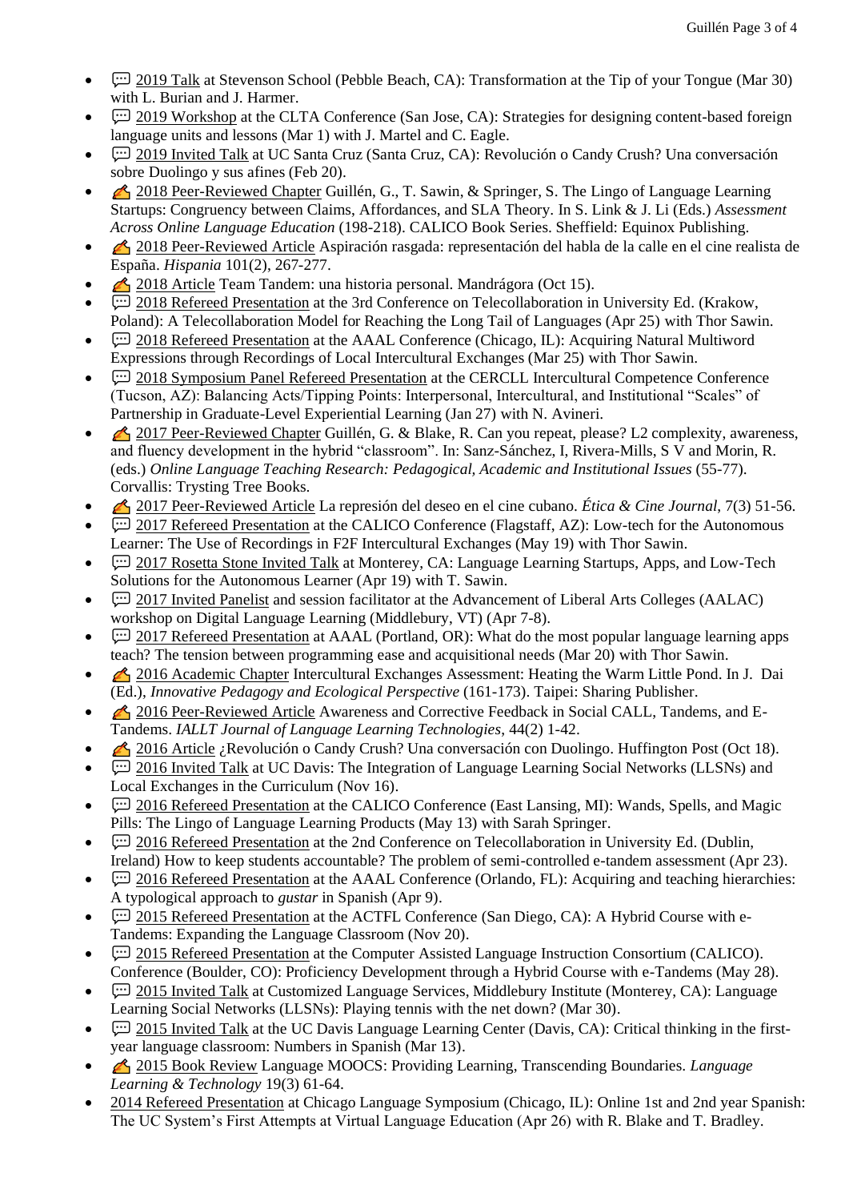- 💬 2019 Talk at Stevenson School (Pebble Beach, CA): Transformation at the Tip of your Tongue (Mar 30) with L. Burian and J. Harmer.
- 💬 2019 Workshop at the CLTA Conference (San Jose, CA): Strategies for designing content-based foreign language units and lessons (Mar 1) with J. Martel and C. Eagle.
- 💬 2019 Invited Talk at UC Santa Cruz (Santa Cruz, CA): Revolución o Candy Crush? Una conversación sobre Duolingo y sus afines (Feb 20).
- ✍ 2018 Peer-Reviewed Chapter Guillén, G., T. Sawin, & Springer, S. The Lingo of Language Learning Startups: Congruency between Claims, Affordances, and SLA Theory. In S. Link & J. Li (Eds.) *Assessment Across Online Language Education* (198-218). CALICO Book Series. Sheffield: Equinox Publishing.
- ✍ 2018 Peer-Reviewed Article Aspiración rasgada: representación del habla de la calle en el cine realista de España. *Hispania* 101(2), 267-277.
- ✍ 2018 Article Team Tandem: una historia personal. Mandrágora (Oct 15).
- 💬 2018 Refereed Presentation at the 3rd Conference on Telecollaboration in University Ed. (Krakow, Poland): A Telecollaboration Model for Reaching the Long Tail of Languages (Apr 25) with Thor Sawin.
- 💬 2018 Refereed Presentation at the AAAL Conference (Chicago, IL): Acquiring Natural Multiword Expressions through Recordings of Local Intercultural Exchanges (Mar 25) with Thor Sawin.
- 💬 2018 Symposium Panel Refereed Presentation at the CERCLL Intercultural Competence Conference (Tucson, AZ): Balancing Acts/Tipping Points: Interpersonal, Intercultural, and Institutional "Scales" of Partnership in Graduate-Level Experiential Learning (Jan 27) with N. Avineri.
- ✍ 2017 Peer-Reviewed Chapter Guillén, G. & Blake, R. Can you repeat, please? L2 complexity, awareness, and fluency development in the hybrid "classroom". In: Sanz-Sánchez, I, Rivera-Mills, S V and Morin, R. (eds.) *Online Language Teaching Research: Pedagogical, Academic and Institutional Issues* (55-77). Corvallis: Trysting Tree Books.
- ✍ 2017 Peer-Reviewed Article La represión del deseo en el cine cubano. *Ética & Cine Journal*, 7(3) 51-56.
- 💬 2017 Refereed Presentation at the CALICO Conference (Flagstaff, AZ): Low-tech for the Autonomous Learner: The Use of Recordings in F2F Intercultural Exchanges (May 19) with Thor Sawin.
- 💬 2017 Rosetta Stone Invited Talk at Monterey, CA: Language Learning Startups, Apps, and Low-Tech Solutions for the Autonomous Learner (Apr 19) with T. Sawin.
- 💬 2017 Invited Panelist and session facilitator at the Advancement of Liberal Arts Colleges (AALAC) workshop on Digital Language Learning (Middlebury, VT) (Apr 7-8).
- 💬 2017 Refereed Presentation at AAAL (Portland, OR): What do the most popular language learning apps teach? The tension between programming ease and acquisitional needs (Mar 20) with Thor Sawin.
- ✍ 2016 Academic Chapter Intercultural Exchanges Assessment: Heating the Warm Little Pond. In J. Dai (Ed.), *Innovative Pedagogy and Ecological Perspective* (161-173). Taipei: Sharing Publisher.
- ✍ 2016 Peer-Reviewed Article Awareness and Corrective Feedback in Social CALL, Tandems, and E-Tandems. *IALLT Journal of Language Learning Technologies*, 44(2) 1-42.
- ✍ 2016 Article ¿Revolución o Candy Crush? Una conversación con Duolingo. Huffington Post (Oct 18).
- 💬 2016 Invited Talk at UC Davis: The Integration of Language Learning Social Networks (LLSNs) and Local Exchanges in the Curriculum (Nov 16).
- 💬 2016 Refereed Presentation at the CALICO Conference (East Lansing, MI): Wands, Spells, and Magic Pills: The Lingo of Language Learning Products (May 13) with Sarah Springer.
- 💬 2016 Refereed Presentation at the 2nd Conference on Telecollaboration in University Ed. (Dublin, Ireland) How to keep students accountable? The problem of semi-controlled e-tandem assessment (Apr 23).
- 💬 2016 Refereed Presentation at the AAAL Conference (Orlando, FL): Acquiring and teaching hierarchies: A typological approach to *gustar* in Spanish (Apr 9).
- 💬 2015 Refereed Presentation at the ACTFL Conference (San Diego, CA): A Hybrid Course with e-Tandems: Expanding the Language Classroom (Nov 20).
- 💬 2015 Refereed Presentation at the Computer Assisted Language Instruction Consortium (CALICO). Conference (Boulder, CO): Proficiency Development through a Hybrid Course with e-Tandems (May 28).
- 💬 2015 Invited Talk at Customized Language Services, Middlebury Institute (Monterey, CA): Language Learning Social Networks (LLSNs): Playing tennis with the net down? (Mar 30).
- 💬 2015 Invited Talk at the UC Davis Language Learning Center (Davis, CA): Critical thinking in the first-year language classroom: Numbers in Spanish (Mar 13).
- ✍ 2015 Book Review Language MOOCS: Providing Learning, Transcending Boundaries. *Language Learning & Technology* 19(3) 61-64.
- 2014 Refereed Presentation at Chicago Language Symposium (Chicago, IL): Online 1st and 2nd year Spanish: The UC System's First Attempts at Virtual Language Education (Apr 26) with R. Blake and T. Bradley.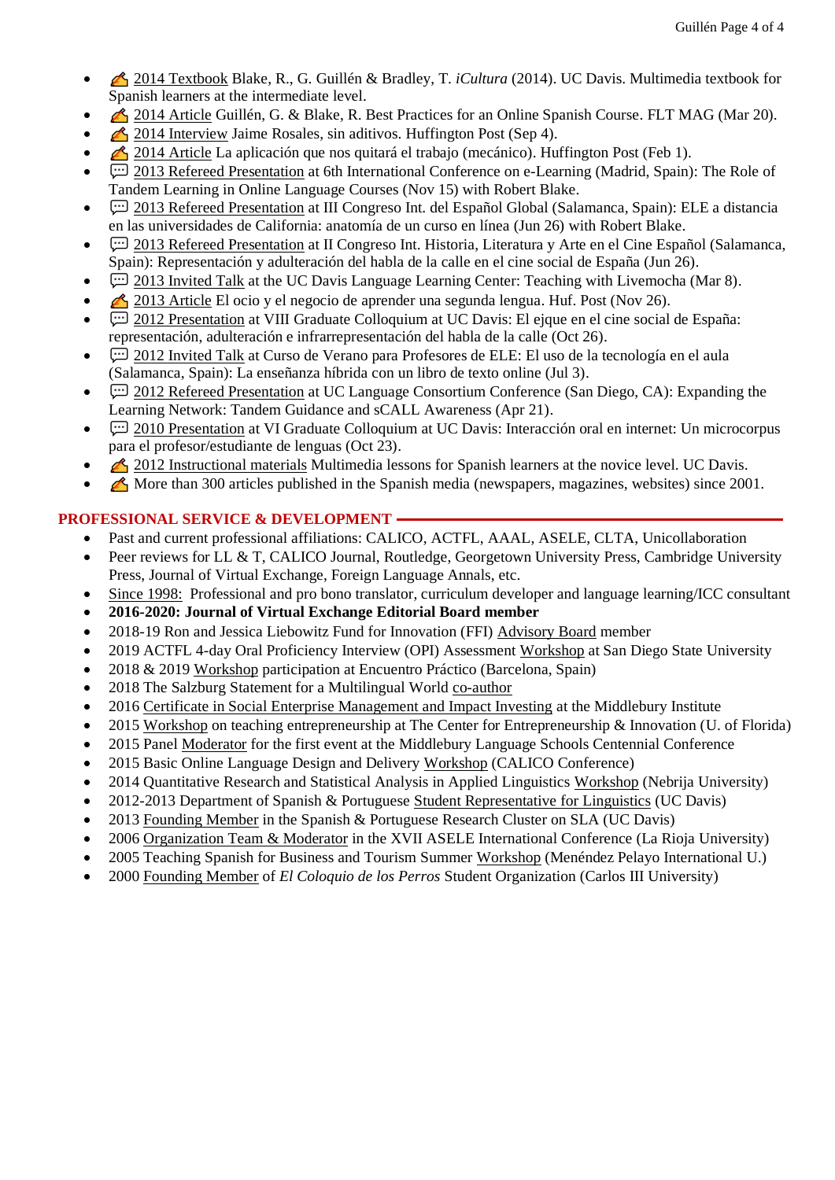- 2014 Textbook Blake, R., G. Guillén & Bradley, T. *iCultura* (2014). UC Davis. Multimedia textbook for Spanish learners at the intermediate level.
- 2014 Article Guillén, G. & Blake, R. Best Practices for an Online Spanish Course. FLT MAG (Mar 20).
- 2014 Interview Jaime Rosales, sin aditivos. Huffington Post (Sep 4).
- 2014 Article La aplicación que nos quitará el trabajo (mecánico). Huffington Post (Feb 1).
- 2013 Refereed Presentation at 6th International Conference on e-Learning (Madrid, Spain): The Role of Tandem Learning in Online Language Courses (Nov 15) with Robert Blake.
- 2013 Refereed Presentation at III Congreso Int. del Español Global (Salamanca, Spain): ELE a distancia en las universidades de California: anatomía de un curso en línea (Jun 26) with Robert Blake.
- 2013 Refereed Presentation at II Congreso Int. Historia, Literatura y Arte en el Cine Español (Salamanca, Spain): Representación y adulteración del habla de la calle en el cine social de España (Jun 26).
- 2013 Invited Talk at the UC Davis Language Learning Center: Teaching with Livemocha (Mar 8).
- 2013 Article El ocio y el negocio de aprender una segunda lengua. Huf. Post (Nov 26).
- 2012 Presentation at VIII Graduate Colloquium at UC Davis: El ejque en el cine social de España: representación, adulteración e infrarrepresentación del habla de la calle (Oct 26).
- 2012 Invited Talk at Curso de Verano para Profesores de ELE: El uso de la tecnología en el aula (Salamanca, Spain): La enseñanza híbrida con un libro de texto online (Jul 3).
- 2012 Refereed Presentation at UC Language Consortium Conference (San Diego, CA): Expanding the Learning Network: Tandem Guidance and sCALL Awareness (Apr 21).
- 2010 Presentation at VI Graduate Colloquium at UC Davis: Interacción oral en internet: Un microcorpus para el profesor/estudiante de lenguas (Oct 23).
- 2012 Instructional materials Multimedia lessons for Spanish learners at the novice level. UC Davis.
- More than 300 articles published in the Spanish media (newspapers, magazines, websites) since 2001.

## PROFESSIONAL SERVICE & DEVELOPMENT

- Past and current professional affiliations: CALICO, ACTFL, AAAL, ASELE, CLTA, Unicollaboration
- Peer reviews for LL & T, CALICO Journal, Routledge, Georgetown University Press, Cambridge University Press, Journal of Virtual Exchange, Foreign Language Annals, etc.
- Since 1998: Professional and pro bono translator, curriculum developer and language learning/ICC consultant
- **2016-2020: Journal of Virtual Exchange Editorial Board member**
- 2018-19 Ron and Jessica Liebowitz Fund for Innovation (FFI) Advisory Board member
- 2019 ACTFL 4-day Oral Proficiency Interview (OPI) Assessment Workshop at San Diego State University
- 2018 & 2019 Workshop participation at Encuentro Práctico (Barcelona, Spain)
- 2018 The Salzburg Statement for a Multilingual World co-author
- 2016 Certificate in Social Enterprise Management and Impact Investing at the Middlebury Institute
- 2015 Workshop on teaching entrepreneurship at The Center for Entrepreneurship & Innovation (U. of Florida)
- 2015 Panel Moderator for the first event at the Middlebury Language Schools Centennial Conference
- 2015 Basic Online Language Design and Delivery Workshop (CALICO Conference)
- 2014 Quantitative Research and Statistical Analysis in Applied Linguistics Workshop (Nebrija University)
- 2012-2013 Department of Spanish & Portuguese Student Representative for Linguistics (UC Davis)
- 2013 Founding Member in the Spanish & Portuguese Research Cluster on SLA (UC Davis)
- 2006 Organization Team & Moderator in the XVII ASELE International Conference (La Rioja University)
- 2005 Teaching Spanish for Business and Tourism Summer Workshop (Menéndez Pelayo International U.)
- 2000 Founding Member of *El Coloquio de los Perros* Student Organization (Carlos III University)